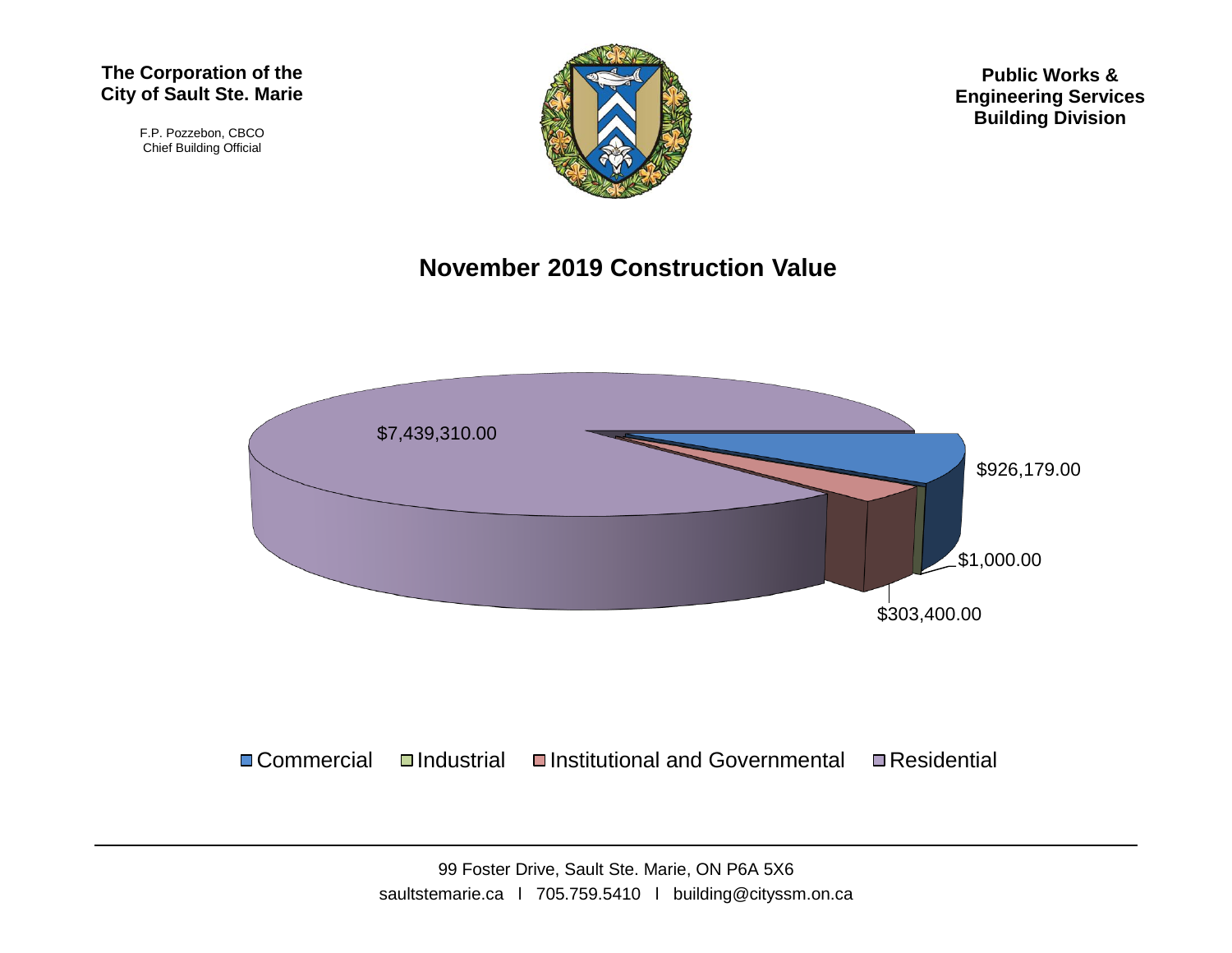**The Corporation of the City of Sault Ste. Marie**

F.P. Pozzebon, CBCO
Chief Building Official

**Public Works & Engineering Services Building Division**

# November 2019 Construction Value

$7,439,310.00

$926,179.00

$1,000.00

$303,400.00

Commercial | Industrial | Institutional and Governmental | Residential

99 Foster Drive, Sault Ste. Marie, ON P6A 5X6
saultstemarie.ca l 705.759.5410 l building@cityssm.on.ca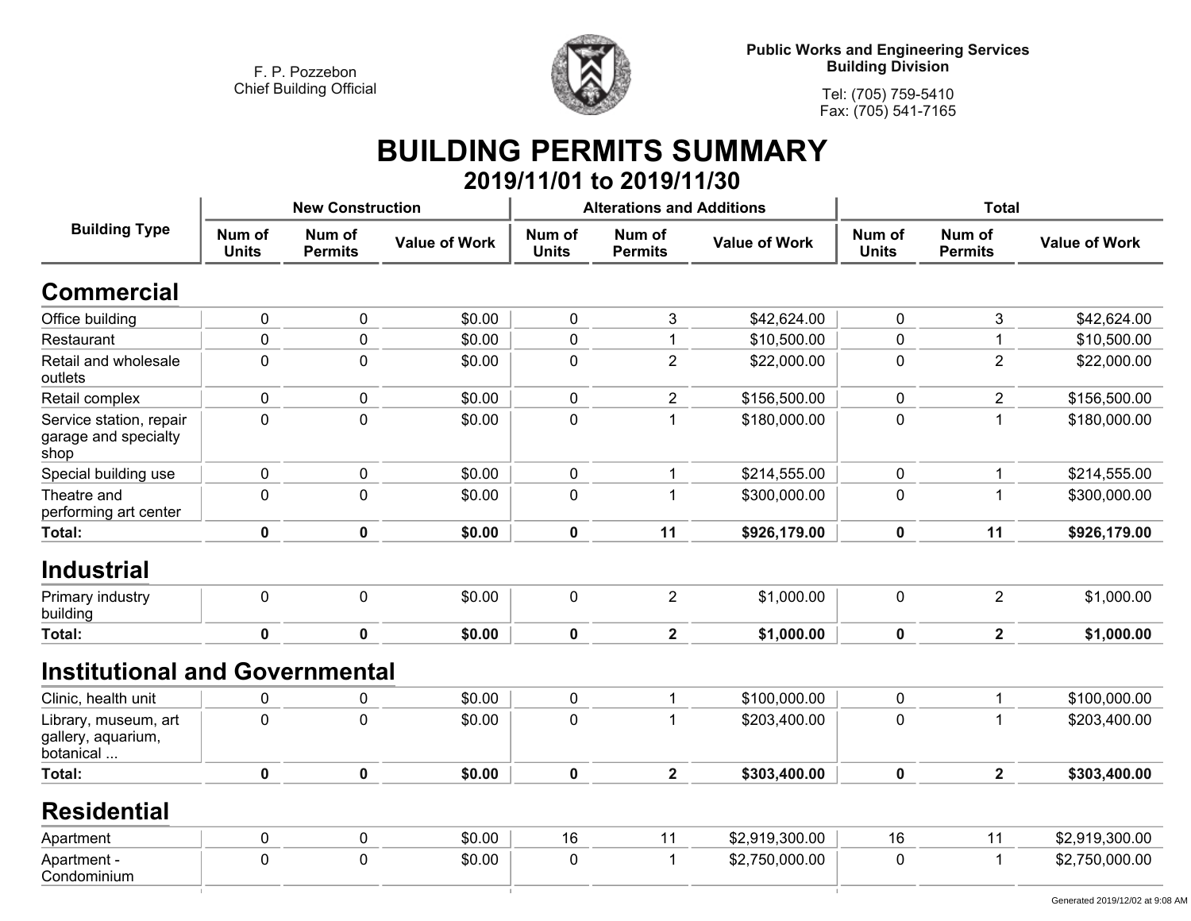F. P. Pozzebon
Chief Building Official

**Public Works and Engineering Services**
**Building Division**

Tel: (705) 759-5410
Fax: (705) 541-7165

# BUILDING PERMITS SUMMARY

## 2019/11/01 to 2019/11/30

| Building Type | New Construction | | | Alterations and Additions | | | Total | | |
|---|---|---|---|---|---|---|---|---|---|
| | Num of Units | Num of Permits | Value of Work | Num of Units | Num of Permits | Value of Work | Num of Units | Num of Permits | Value of Work |
| **Commercial** | | | | | | | | | |
| Office building | 0 | 0 | $0.00 | 0 | 3 | $42,624.00 | 0 | 3 | $42,624.00 |
| Restaurant | 0 | 0 | $0.00 | 0 | 1 | $10,500.00 | 0 | 1 | $10,500.00 |
| Retail and wholesale outlets | 0 | 0 | $0.00 | 0 | 2 | $22,000.00 | 0 | 2 | $22,000.00 |
| Retail complex | 0 | 0 | $0.00 | 0 | 2 | $156,500.00 | 0 | 2 | $156,500.00 |
| Service station, repair garage and specialty shop | 0 | 0 | $0.00 | 0 | 1 | $180,000.00 | 0 | 1 | $180,000.00 |
| Special building use | 0 | 0 | $0.00 | 0 | 1 | $214,555.00 | 0 | 1 | $214,555.00 |
| Theatre and performing art center | 0 | 0 | $0.00 | 0 | 1 | $300,000.00 | 0 | 1 | $300,000.00 |
| **Total:** | **0** | **0** | **$0.00** | **0** | **11** | **$926,179.00** | **0** | **11** | **$926,179.00** |
| **Industrial** | | | | | | | | | |
| Primary industry building | 0 | 0 | $0.00 | 0 | 2 | $1,000.00 | 0 | 2 | $1,000.00 |
| **Total:** | **0** | **0** | **$0.00** | **0** | **2** | **$1,000.00** | **0** | **2** | **$1,000.00** |
| **Institutional and Governmental** | | | | | | | | | |
| Clinic, health unit | 0 | 0 | $0.00 | 0 | 1 | $100,000.00 | 0 | 1 | $100,000.00 |
| Library, museum, art gallery, aquarium, botanical ... | 0 | 0 | $0.00 | 0 | 1 | $203,400.00 | 0 | 1 | $203,400.00 |
| **Total:** | **0** | **0** | **$0.00** | **0** | **2** | **$303,400.00** | **0** | **2** | **$303,400.00** |
| **Residential** | | | | | | | | | |
| Apartment | 0 | 0 | $0.00 | 16 | 11 | $2,919,300.00 | 16 | 11 | $2,919,300.00 |
| Apartment - Condominium | 0 | 0 | $0.00 | 0 | 1 | $2,750,000.00 | 0 | 1 | $2,750,000.00 |

Generated 2019/12/02 at 9:08 AM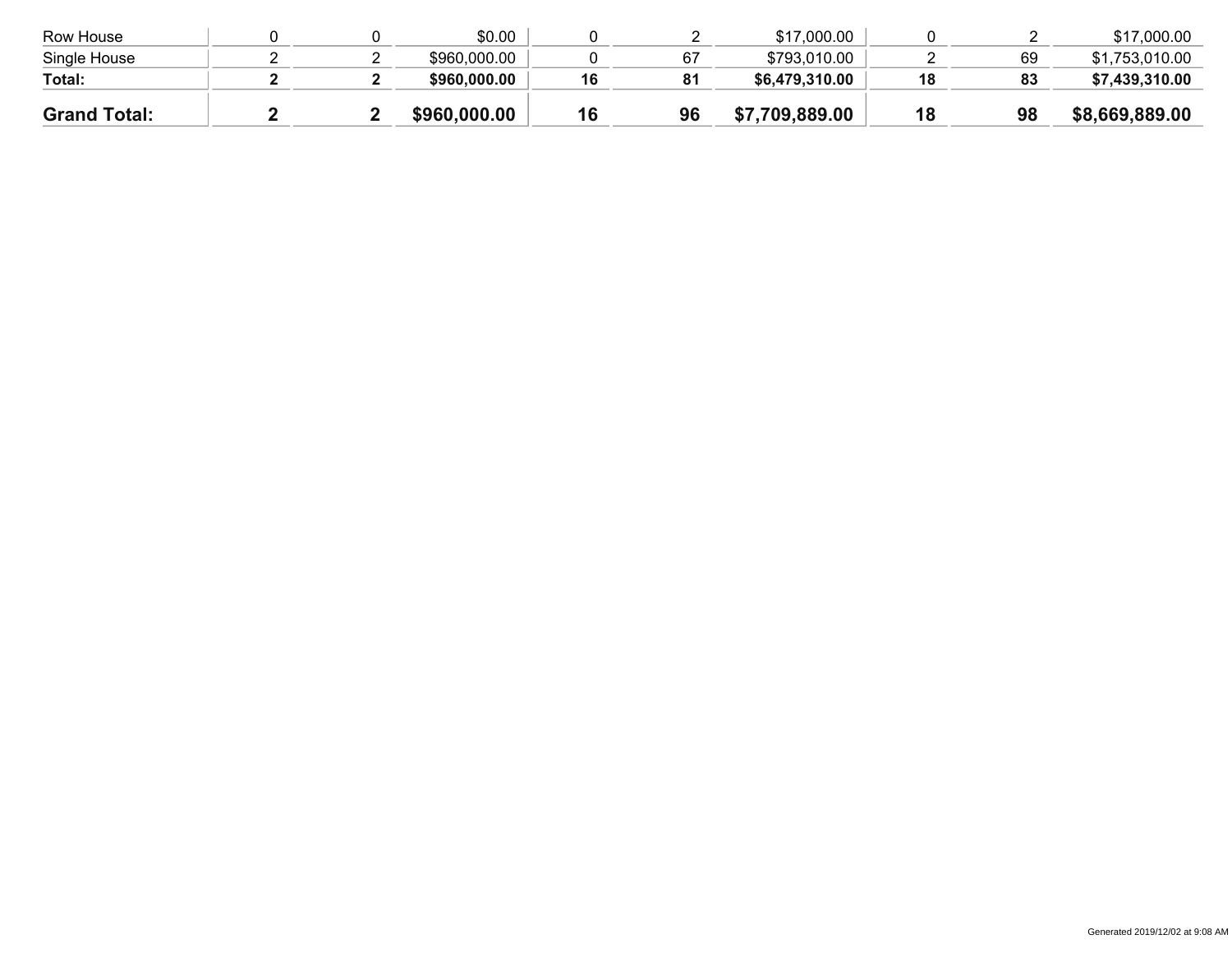| | | | | | | | | | |
|---|---|---|---|---|---|---|---|---|---|
| Row House | 0 | 0 | $0.00 | 0 | 2 | $17,000.00 | 0 | 2 | $17,000.00 |
| Single House | 2 | 2 | $960,000.00 | 0 | 67 | $793,010.00 | 2 | 69 | $1,753,010.00 |
| **Total:** | **2** | **2** | **$960,000.00** | **16** | **81** | **$6,479,310.00** | **18** | **83** | **$7,439,310.00** |
| **Grand Total:** | **2** | **2** | **$960,000.00** | **16** | **96** | **$7,709,889.00** | **18** | **98** | **$8,669,889.00** |

Generated 2019/12/02 at 9:08 AM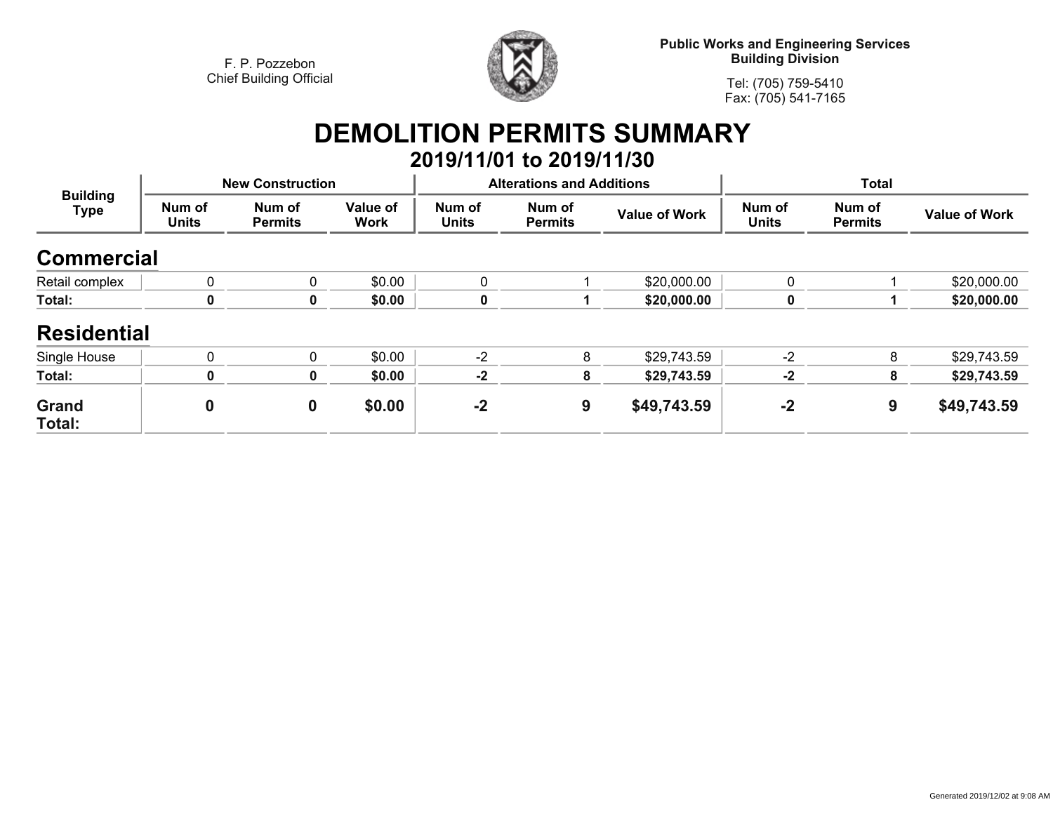F. P. Pozzebon
Chief Building Official

**Public Works and Engineering Services**
**Building Division**

Tel: (705) 759-5410
Fax: (705) 541-7165

# DEMOLITION PERMITS SUMMARY

## 2019/11/01 to 2019/11/30

| Building Type | New Construction | | | Alterations and Additions | | | Total | | |
|---|---|---|---|---|---|---|---|---|---|
| | Num of Units | Num of Permits | Value of Work | Num of Units | Num of Permits | Value of Work | Num of Units | Num of Permits | Value of Work |
| **Commercial** | | | | | | | | | |
| Retail complex | 0 | 0 | $0.00 | 0 | 1 | $20,000.00 | 0 | 1 | $20,000.00 |
| **Total:** | **0** | **0** | **$0.00** | **0** | **1** | **$20,000.00** | **0** | **1** | **$20,000.00** |
| **Residential** | | | | | | | | | |
| Single House | 0 | 0 | $0.00 | -2 | 8 | $29,743.59 | -2 | 8 | $29,743.59 |
| **Total:** | **0** | **0** | **$0.00** | **-2** | **8** | **$29,743.59** | **-2** | **8** | **$29,743.59** |
| **Grand Total:** | **0** | **0** | **$0.00** | **-2** | **9** | **$49,743.59** | **-2** | **9** | **$49,743.59** |

Generated 2019/12/02 at 9:08 AM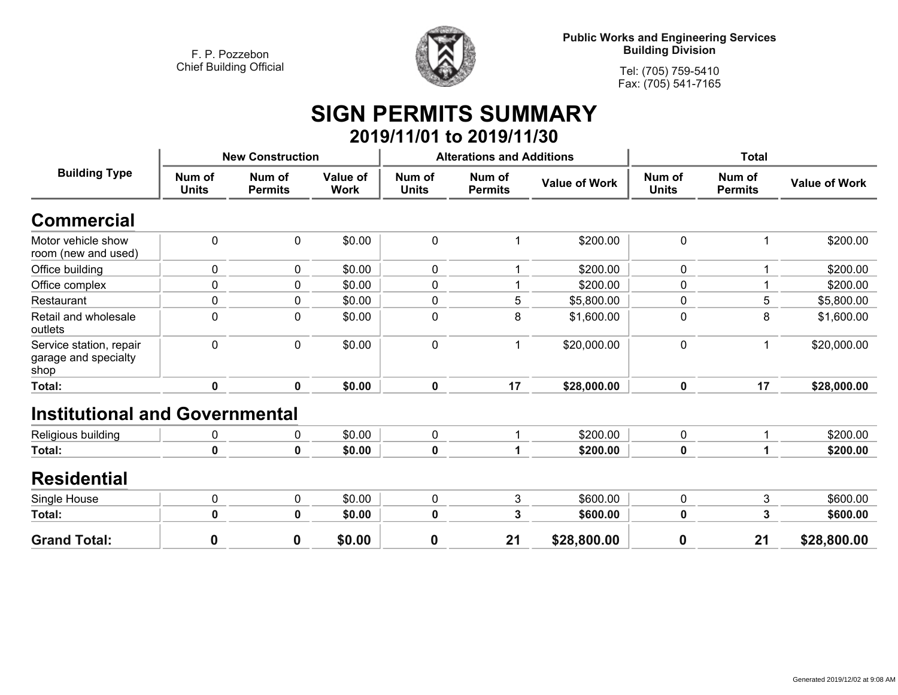F. P. Pozzebon
Chief Building Official

**Public Works and Engineering Services**
**Building Division**

Tel: (705) 759-5410
Fax: (705) 541-7165

# SIGN PERMITS SUMMARY
## 2019/11/01 to 2019/11/30

| Building Type | New Construction | | | Alterations and Additions | | | Total | | |
|---|---|---|---|---|---|---|---|---|---|
| | Num of Units | Num of Permits | Value of Work | Num of Units | Num of Permits | Value of Work | Num of Units | Num of Permits | Value of Work |
| **Commercial** | | | | | | | | | |
| Motor vehicle show room (new and used) | 0 | 0 | $0.00 | 0 | 1 | $200.00 | 0 | 1 | $200.00 |
| Office building | 0 | 0 | $0.00 | 0 | 1 | $200.00 | 0 | 1 | $200.00 |
| Office complex | 0 | 0 | $0.00 | 0 | 1 | $200.00 | 0 | 1 | $200.00 |
| Restaurant | 0 | 0 | $0.00 | 0 | 5 | $5,800.00 | 0 | 5 | $5,800.00 |
| Retail and wholesale outlets | 0 | 0 | $0.00 | 0 | 8 | $1,600.00 | 0 | 8 | $1,600.00 |
| Service station, repair garage and specialty shop | 0 | 0 | $0.00 | 0 | 1 | $20,000.00 | 0 | 1 | $20,000.00 |
| **Total:** | **0** | **0** | **$0.00** | **0** | **17** | **$28,000.00** | **0** | **17** | **$28,000.00** |
| **Institutional and Governmental** | | | | | | | | | |
| Religious building | 0 | 0 | $0.00 | 0 | 1 | $200.00 | 0 | 1 | $200.00 |
| **Total:** | **0** | **0** | **$0.00** | **0** | **1** | **$200.00** | **0** | **1** | **$200.00** |
| **Residential** | | | | | | | | | |
| Single House | 0 | 0 | $0.00 | 0 | 3 | $600.00 | 0 | 3 | $600.00 |
| **Total:** | **0** | **0** | **$0.00** | **0** | **3** | **$600.00** | **0** | **3** | **$600.00** |
| **Grand Total:** | **0** | **0** | **$0.00** | **0** | **21** | **$28,800.00** | **0** | **21** | **$28,800.00** |

Generated 2019/12/02 at 9:08 AM